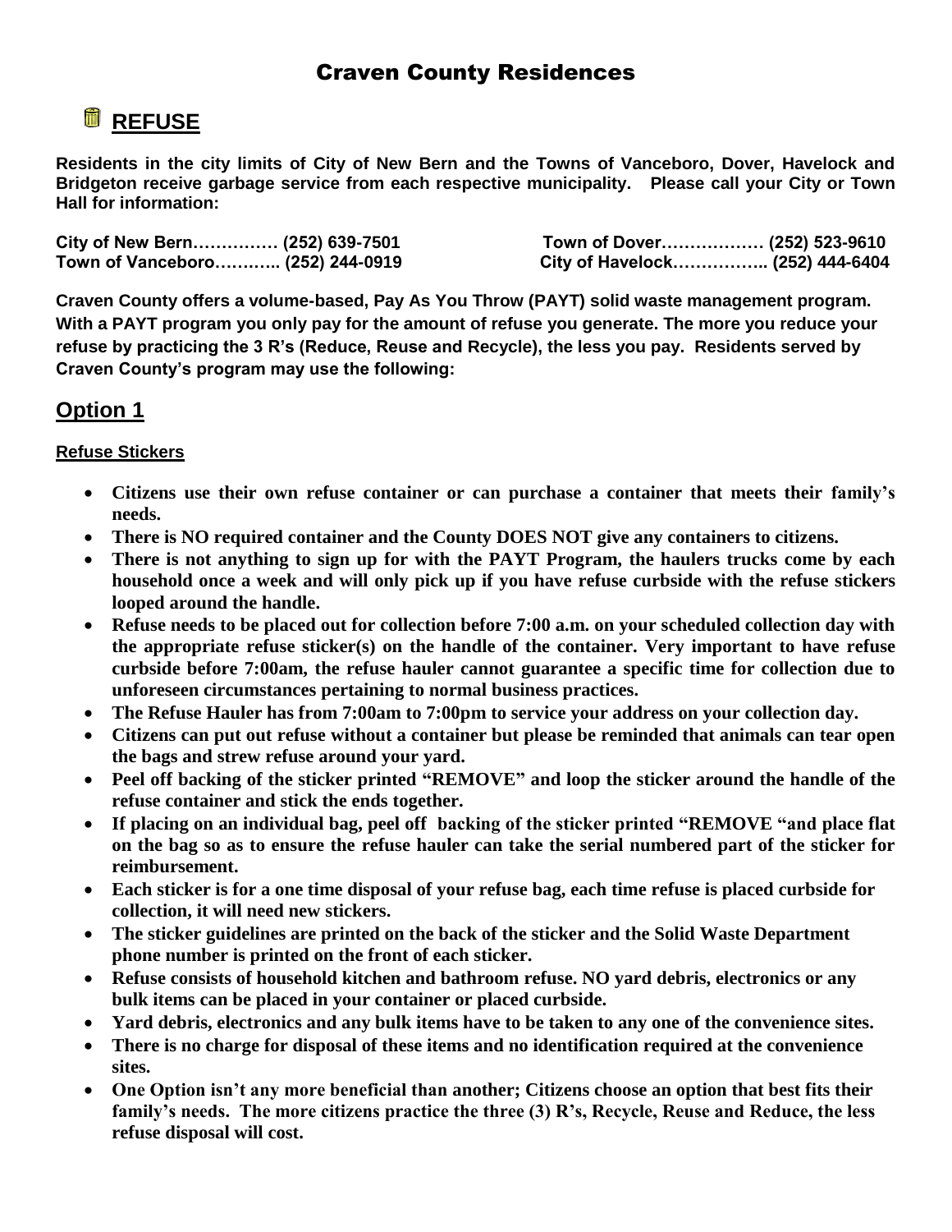# Craven County Residences

## REFUSE

**Residents in the city limits of City of New Bern and the Towns of Vanceboro, Dover, Havelock and Bridgeton receive garbage service from each respective municipality. Please call your City or Town Hall for information:**

**City of New Bern…………… (252) 639-7501**
**Town of Vanceboro……….. (252) 244-0919**
**Town of Dover……………… (252) 523-9610**
**City of Havelock…………….. (252) 444-6404**

**Craven County offers a volume-based, Pay As You Throw (PAYT) solid waste management program. With a PAYT program you only pay for the amount of refuse you generate. The more you reduce your refuse by practicing the 3 R's (Reduce, Reuse and Recycle), the less you pay. Residents served by Craven County's program may use the following:**

## Option 1

### Refuse Stickers

- **Citizens use their own refuse container or can purchase a container that meets their family's needs.**
- **There is NO required container and the County DOES NOT give any containers to citizens.**
- **There is not anything to sign up for with the PAYT Program, the haulers trucks come by each household once a week and will only pick up if you have refuse curbside with the refuse stickers looped around the handle.**
- **Refuse needs to be placed out for collection before 7:00 a.m. on your scheduled collection day with the appropriate refuse sticker(s) on the handle of the container. Very important to have refuse curbside before 7:00am, the refuse hauler cannot guarantee a specific time for collection due to unforeseen circumstances pertaining to normal business practices.**
- **The Refuse Hauler has from 7:00am to 7:00pm to service your address on your collection day.**
- **Citizens can put out refuse without a container but please be reminded that animals can tear open the bags and strew refuse around your yard.**
- **Peel off backing of the sticker printed "REMOVE" and loop the sticker around the handle of the refuse container and stick the ends together.**
- **If placing on an individual bag, peel off backing of the sticker printed "REMOVE "and place flat on the bag so as to ensure the refuse hauler can take the serial numbered part of the sticker for reimbursement.**
- **Each sticker is for a one time disposal of your refuse bag, each time refuse is placed curbside for collection, it will need new stickers.**
- **The sticker guidelines are printed on the back of the sticker and the Solid Waste Department phone number is printed on the front of each sticker.**
- **Refuse consists of household kitchen and bathroom refuse. NO yard debris, electronics or any bulk items can be placed in your container or placed curbside.**
- **Yard debris, electronics and any bulk items have to be taken to any one of the convenience sites.**
- **There is no charge for disposal of these items and no identification required at the convenience sites.**
- **One Option isn't any more beneficial than another; Citizens choose an option that best fits their family's needs. The more citizens practice the three (3) R's, Recycle, Reuse and Reduce, the less refuse disposal will cost.**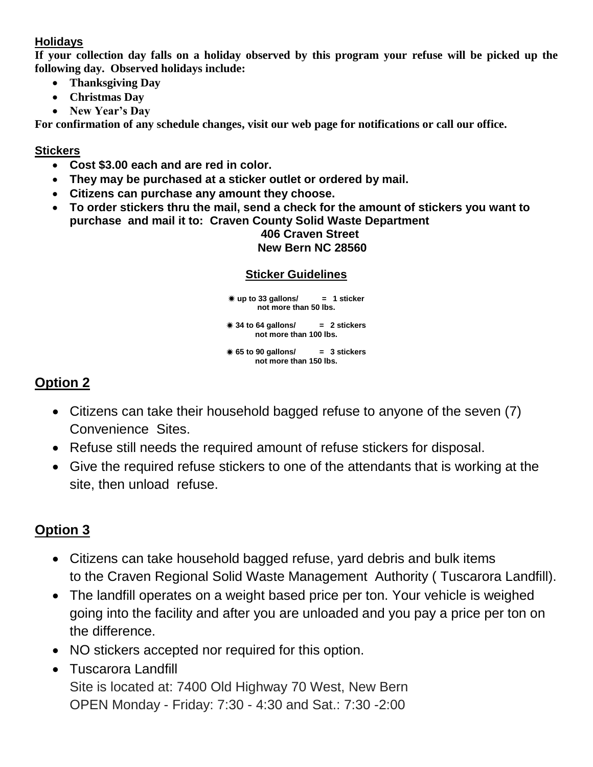### Holidays

**If your collection day falls on a holiday observed by this program your refuse will be picked up the following day. Observed holidays include:**

- **Thanksgiving Day**
- **Christmas Day**
- **New Year's Day**

**For confirmation of any schedule changes, visit our web page for notifications or call our office.**

### Stickers

- **Cost $3.00 each and are red in color.**
- **They may be purchased at a sticker outlet or ordered by mail.**
- **Citizens can purchase any amount they choose.**
- **To order stickers thru the mail, send a check for the amount of stickers you want to purchase and mail it to: Craven County Solid Waste Department**
  **406 Craven Street**
  **New Bern NC 28560**

### Sticker Guidelines

**✷ up to 33 gallons/ not more than 50 lbs. = 1 sticker**

**✷ 34 to 64 gallons/ not more than 100 lbs. = 2 stickers**

**✷ 65 to 90 gallons/ not more than 150 lbs. = 3 stickers**

## Option 2

- Citizens can take their household bagged refuse to anyone of the seven (7) Convenience Sites.
- Refuse still needs the required amount of refuse stickers for disposal.
- Give the required refuse stickers to one of the attendants that is working at the site, then unload refuse.

## Option 3

- Citizens can take household bagged refuse, yard debris and bulk items to the Craven Regional Solid Waste Management Authority ( Tuscarora Landfill).
- The landfill operates on a weight based price per ton. Your vehicle is weighed going into the facility and after you are unloaded and you pay a price per ton on the difference.
- NO stickers accepted nor required for this option.
- Tuscarora Landfill
  Site is located at: 7400 Old Highway 70 West, New Bern
  OPEN Monday - Friday: 7:30 - 4:30 and Sat.: 7:30 -2:00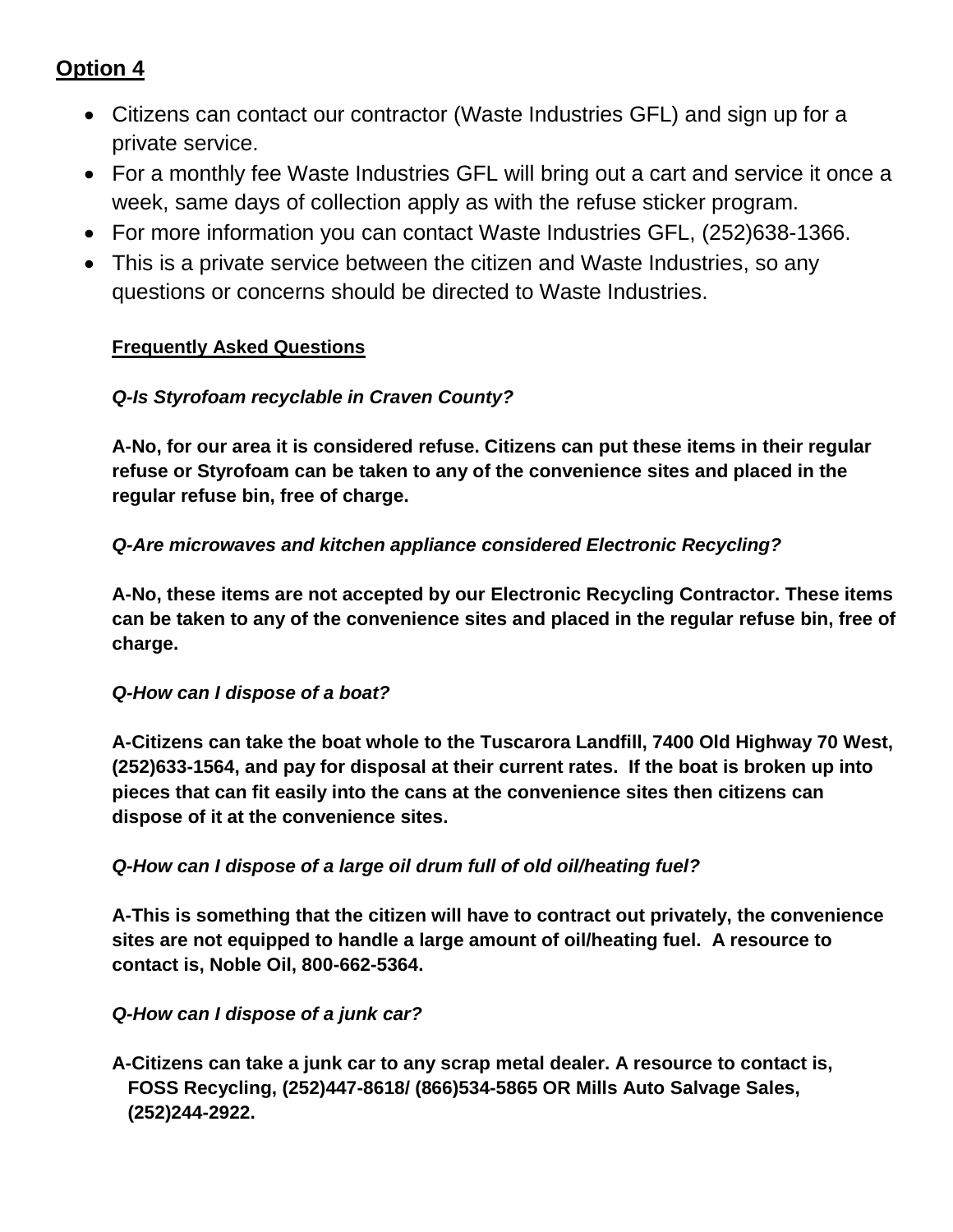## Option 4

- Citizens can contact our contractor (Waste Industries GFL) and sign up for a private service.
- For a monthly fee Waste Industries GFL will bring out a cart and service it once a week, same days of collection apply as with the refuse sticker program.
- For more information you can contact Waste Industries GFL, (252)638-1366.
- This is a private service between the citizen and Waste Industries, so any questions or concerns should be directed to Waste Industries.

### Frequently Asked Questions

***Q-Is Styrofoam recyclable in Craven County?***

**A-No, for our area it is considered refuse. Citizens can put these items in their regular refuse or Styrofoam can be taken to any of the convenience sites and placed in the regular refuse bin, free of charge.**

***Q-Are microwaves and kitchen appliance considered Electronic Recycling?***

**A-No, these items are not accepted by our Electronic Recycling Contractor. These items can be taken to any of the convenience sites and placed in the regular refuse bin, free of charge.**

***Q-How can I dispose of a boat?***

**A-Citizens can take the boat whole to the Tuscarora Landfill, 7400 Old Highway 70 West, (252)633-1564, and pay for disposal at their current rates. If the boat is broken up into pieces that can fit easily into the cans at the convenience sites then citizens can dispose of it at the convenience sites.**

***Q-How can I dispose of a large oil drum full of old oil/heating fuel?***

**A-This is something that the citizen will have to contract out privately, the convenience sites are not equipped to handle a large amount of oil/heating fuel. A resource to contact is, Noble Oil, 800-662-5364.**

***Q-How can I dispose of a junk car?***

**A-Citizens can take a junk car to any scrap metal dealer. A resource to contact is, FOSS Recycling, (252)447-8618/ (866)534-5865 OR Mills Auto Salvage Sales, (252)244-2922.**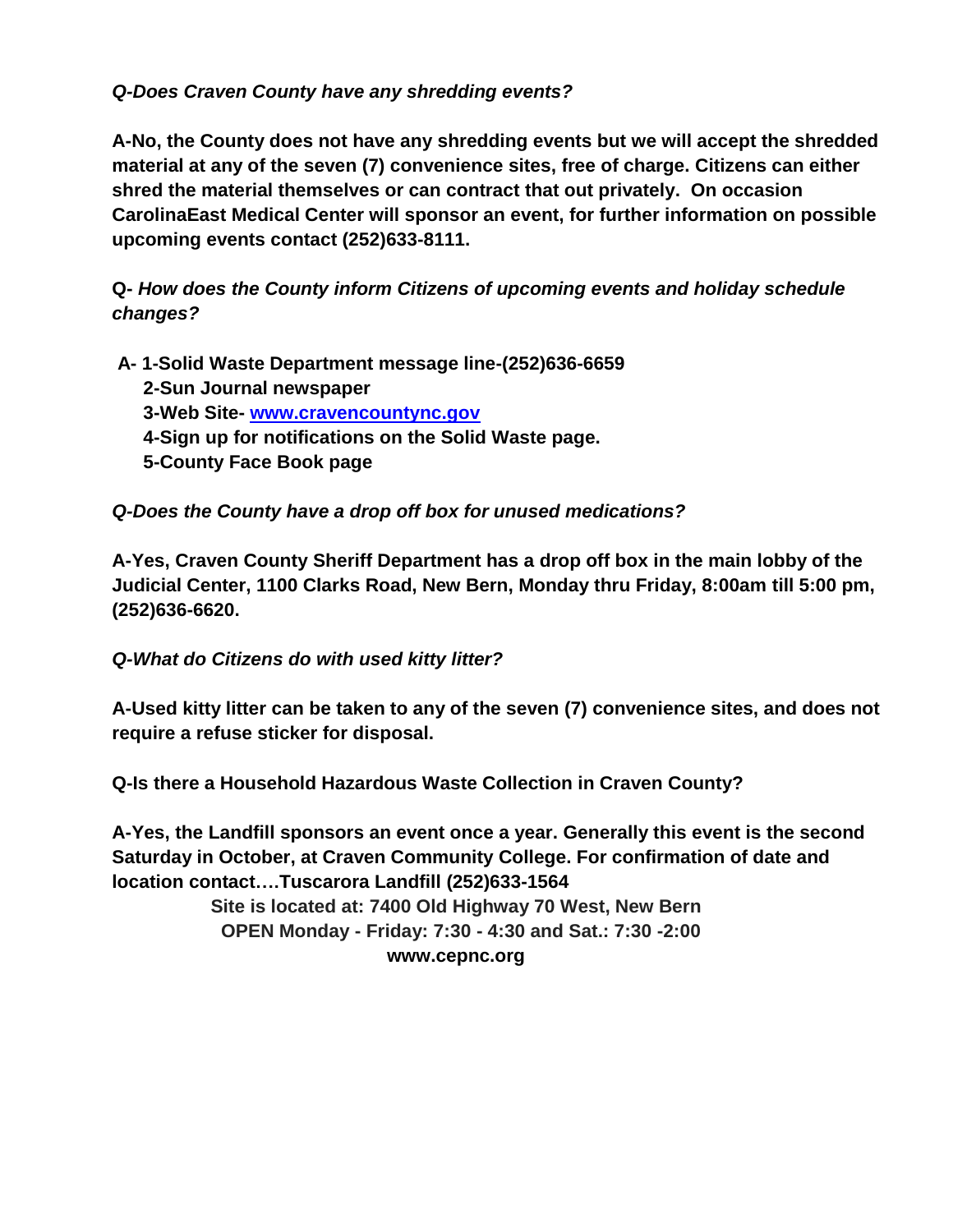***Q-Does Craven County have any shredding events?***

**A-No, the County does not have any shredding events but we will accept the shredded material at any of the seven (7) convenience sites, free of charge. Citizens can either shred the material themselves or can contract that out privately. On occasion CarolinaEast Medical Center will sponsor an event, for further information on possible upcoming events contact (252)633-8111.**

**Q-** ***How does the County inform Citizens of upcoming events and holiday schedule changes?***

**A- 1-Solid Waste Department message line-(252)636-6659**
**2-Sun Journal newspaper**
**3-Web Site- [www.cravencountync.gov](http://www.cravencountync.gov)**
**4-Sign up for notifications on the Solid Waste page.**
**5-County Face Book page**

***Q-Does the County have a drop off box for unused medications?***

**A-Yes, Craven County Sheriff Department has a drop off box in the main lobby of the Judicial Center, 1100 Clarks Road, New Bern, Monday thru Friday, 8:00am till 5:00 pm, (252)636-6620.**

***Q-What do Citizens do with used kitty litter?***

**A-Used kitty litter can be taken to any of the seven (7) convenience sites, and does not require a refuse sticker for disposal.**

**Q-Is there a Household Hazardous Waste Collection in Craven County?**

**A-Yes, the Landfill sponsors an event once a year. Generally this event is the second Saturday in October, at Craven Community College. For confirmation of date and location contact….Tuscarora Landfill (252)633-1564**

**Site is located at: 7400 Old Highway 70 West, New Bern**
**OPEN Monday - Friday: 7:30 - 4:30 and Sat.: 7:30 -2:00**
**www.cepnc.org**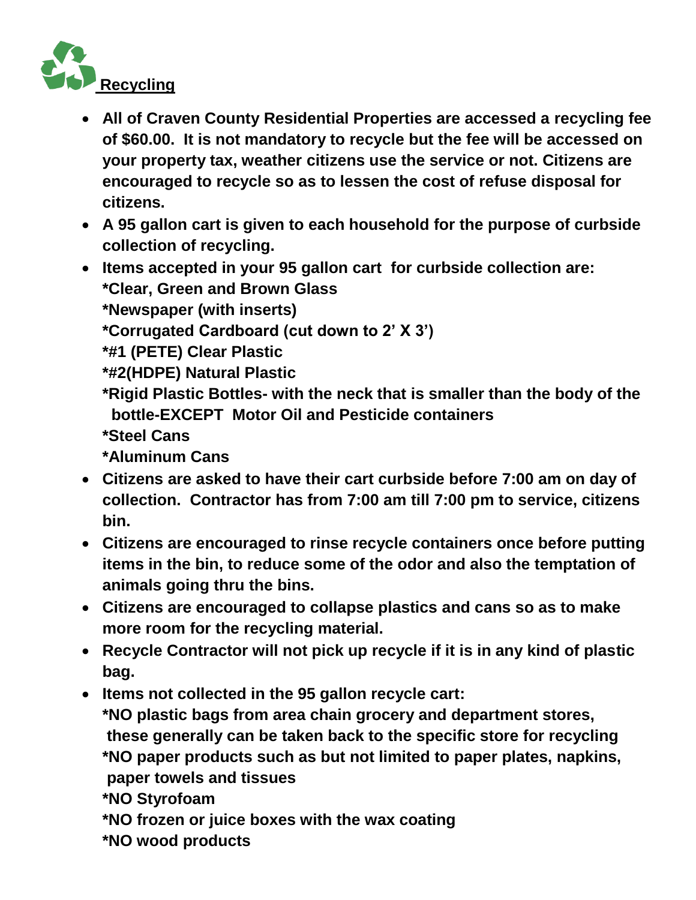## Recycling

- **All of Craven County Residential Properties are accessed a recycling fee of $60.00. It is not mandatory to recycle but the fee will be accessed on your property tax, weather citizens use the service or not. Citizens are encouraged to recycle so as to lessen the cost of refuse disposal for citizens.**
- **A 95 gallon cart is given to each household for the purpose of curbside collection of recycling.**
- **Items accepted in your 95 gallon cart for curbside collection are:**
  **\*Clear, Green and Brown Glass**
  **\*Newspaper (with inserts)**
  **\*Corrugated Cardboard (cut down to 2' X 3')**
  **\*#1 (PETE) Clear Plastic**
  **\*#2(HDPE) Natural Plastic**
  **\*Rigid Plastic Bottles- with the neck that is smaller than the body of the bottle-EXCEPT Motor Oil and Pesticide containers**
  **\*Steel Cans**
  **\*Aluminum Cans**
- **Citizens are asked to have their cart curbside before 7:00 am on day of collection. Contractor has from 7:00 am till 7:00 pm to service, citizens bin.**
- **Citizens are encouraged to rinse recycle containers once before putting items in the bin, to reduce some of the odor and also the temptation of animals going thru the bins.**
- **Citizens are encouraged to collapse plastics and cans so as to make more room for the recycling material.**
- **Recycle Contractor will not pick up recycle if it is in any kind of plastic bag.**
- **Items not collected in the 95 gallon recycle cart:**
  **\*NO plastic bags from area chain grocery and department stores, these generally can be taken back to the specific store for recycling**
  **\*NO paper products such as but not limited to paper plates, napkins, paper towels and tissues**
  **\*NO Styrofoam**
  **\*NO frozen or juice boxes with the wax coating**
  **\*NO wood products**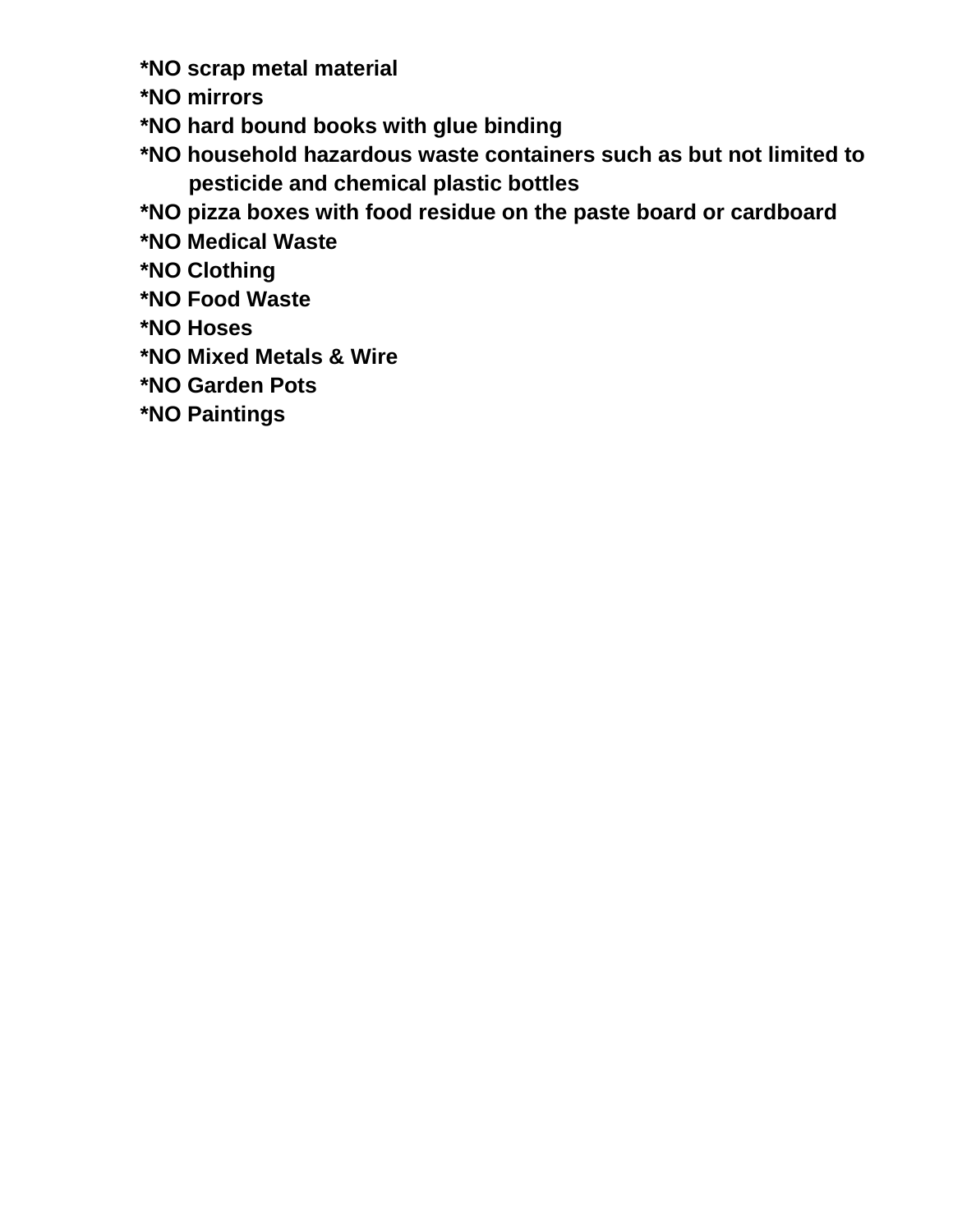**\*NO scrap metal material**

**\*NO mirrors**

**\*NO hard bound books with glue binding**

**\*NO household hazardous waste containers such as but not limited to pesticide and chemical plastic bottles**

**\*NO pizza boxes with food residue on the paste board or cardboard**

**\*NO Medical Waste**

**\*NO Clothing**

**\*NO Food Waste**

**\*NO Hoses**

**\*NO Mixed Metals & Wire**

**\*NO Garden Pots**

**\*NO Paintings**